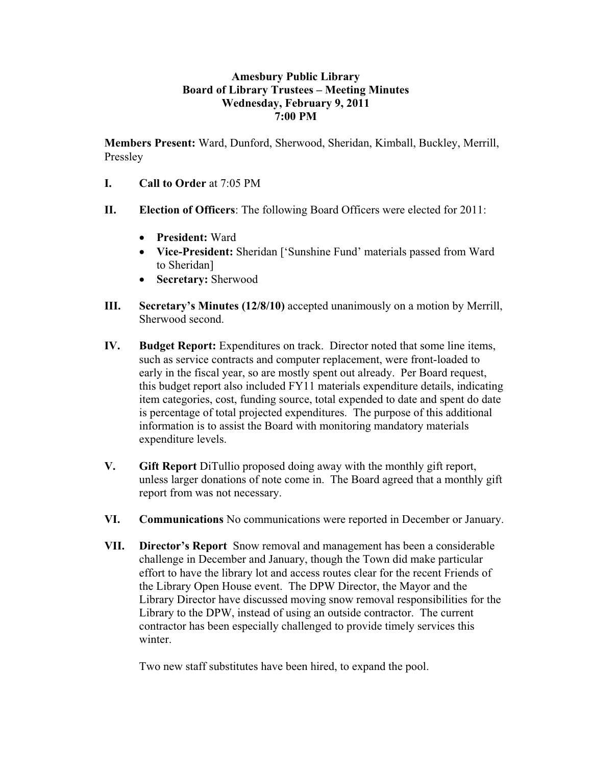**Amesbury Public Library**
**Board of Library Trustees – Meeting Minutes**
**Wednesday, February 9, 2011**
**7:00 PM**

**Members Present:** Ward, Dunford, Sherwood, Sheridan, Kimball, Buckley, Merrill, Pressley

I. **Call to Order** at 7:05 PM

II. **Election of Officers**: The following Board Officers were elected for 2011:

- **President:** Ward
- **Vice-President:** Sheridan ['Sunshine Fund' materials passed from Ward to Sheridan]
- **Secretary:** Sherwood

III. **Secretary's Minutes (12/8/10)** accepted unanimously on a motion by Merrill, Sherwood second.

IV. **Budget Report:** Expenditures on track. Director noted that some line items, such as service contracts and computer replacement, were front-loaded to early in the fiscal year, so are mostly spent out already. Per Board request, this budget report also included FY11 materials expenditure details, indicating item categories, cost, funding source, total expended to date and spent do date is percentage of total projected expenditures. The purpose of this additional information is to assist the Board with monitoring mandatory materials expenditure levels.

V. **Gift Report** DiTullio proposed doing away with the monthly gift report, unless larger donations of note come in. The Board agreed that a monthly gift report from was not necessary.

VI. **Communications** No communications were reported in December or January.

VII. **Director's Report** Snow removal and management has been a considerable challenge in December and January, though the Town did make particular effort to have the library lot and access routes clear for the recent Friends of the Library Open House event. The DPW Director, the Mayor and the Library Director have discussed moving snow removal responsibilities for the Library to the DPW, instead of using an outside contractor. The current contractor has been especially challenged to provide timely services this winter.

Two new staff substitutes have been hired, to expand the pool.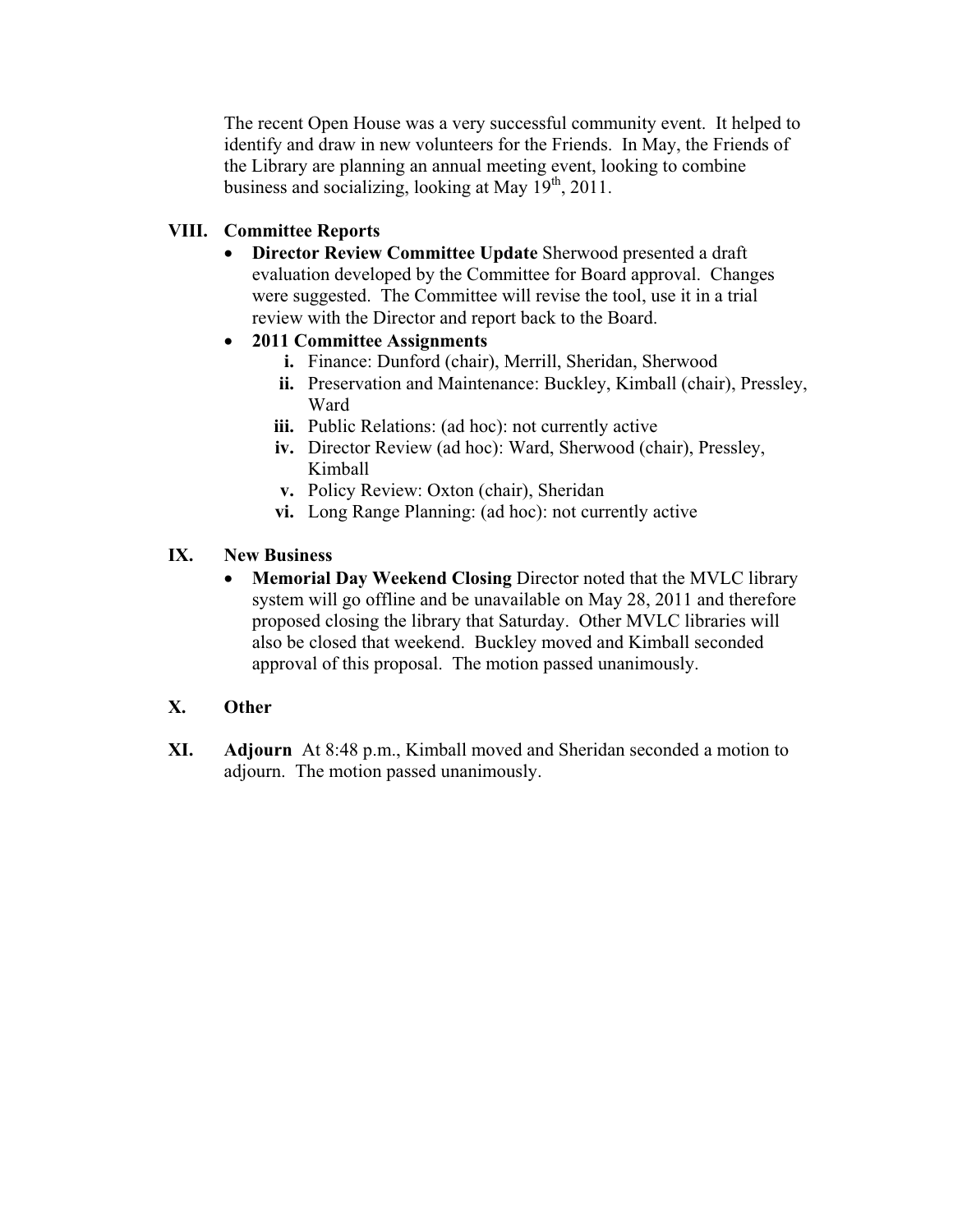The recent Open House was a very successful community event. It helped to identify and draw in new volunteers for the Friends. In May, the Friends of the Library are planning an annual meeting event, looking to combine business and socializing, looking at May 19th, 2011.

## VIII. Committee Reports

- **Director Review Committee Update** Sherwood presented a draft evaluation developed by the Committee for Board approval. Changes were suggested. The Committee will revise the tool, use it in a trial review with the Director and report back to the Board.
- **2011 Committee Assignments**
  - **i.** Finance: Dunford (chair), Merrill, Sheridan, Sherwood
  - **ii.** Preservation and Maintenance: Buckley, Kimball (chair), Pressley, Ward
  - **iii.** Public Relations: (ad hoc): not currently active
  - **iv.** Director Review (ad hoc): Ward, Sherwood (chair), Pressley, Kimball
  - **v.** Policy Review: Oxton (chair), Sheridan
  - **vi.** Long Range Planning: (ad hoc): not currently active

## IX. New Business

- **Memorial Day Weekend Closing** Director noted that the MVLC library system will go offline and be unavailable on May 28, 2011 and therefore proposed closing the library that Saturday. Other MVLC libraries will also be closed that weekend. Buckley moved and Kimball seconded approval of this proposal. The motion passed unanimously.

## X. Other

## XI. Adjourn

At 8:48 p.m., Kimball moved and Sheridan seconded a motion to adjourn. The motion passed unanimously.